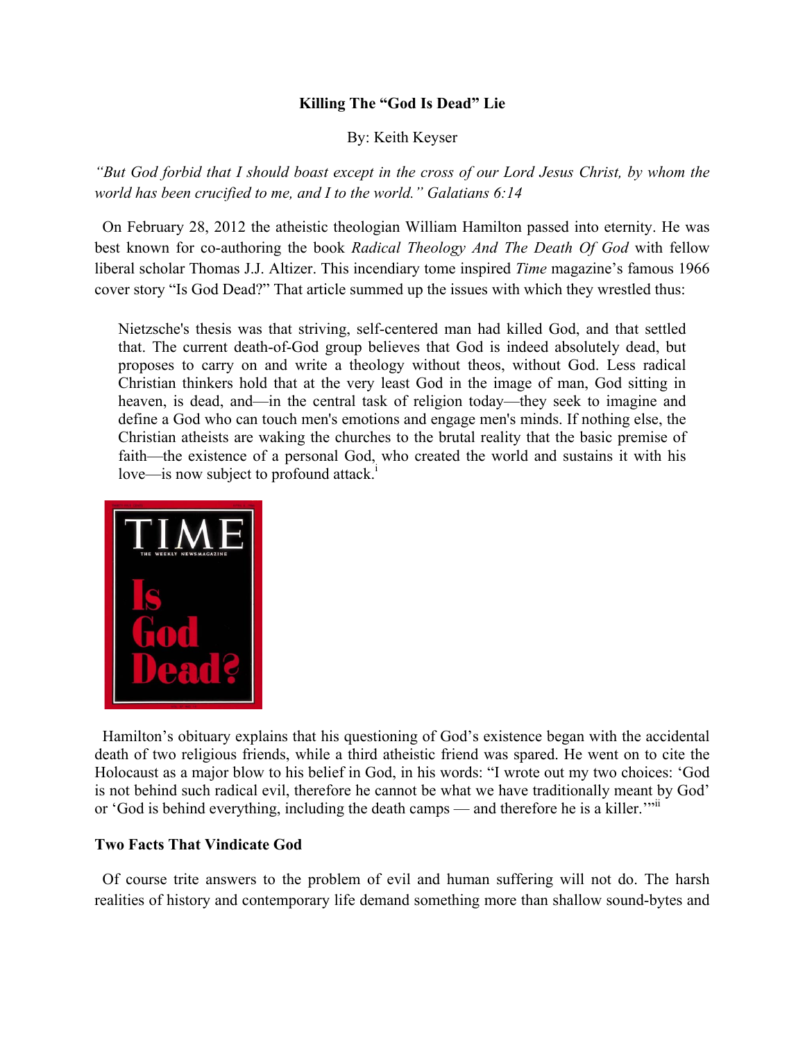**Killing The "God Is Dead" Lie**

By: Keith Keyser

*"But God forbid that I should boast except in the cross of our Lord Jesus Christ, by whom the world has been crucified to me, and I to the world." Galatians 6:14*

On February 28, 2012 the atheistic theologian William Hamilton passed into eternity. He was best known for co-authoring the book *Radical Theology And The Death Of God* with fellow liberal scholar Thomas J.J. Altizer. This incendiary tome inspired *Time* magazine's famous 1966 cover story "Is God Dead?" That article summed up the issues with which they wrestled thus:

> Nietzsche's thesis was that striving, self-centered man had killed God, and that settled that. The current death-of-God group believes that God is indeed absolutely dead, but proposes to carry on and write a theology without theos, without God. Less radical Christian thinkers hold that at the very least God in the image of man, God sitting in heaven, is dead, and—in the central task of religion today—they seek to imagine and define a God who can touch men's emotions and engage men's minds. If nothing else, the Christian atheists are waking the churches to the brutal reality that the basic premise of faith—the existence of a personal God, who created the world and sustains it with his love—is now subject to profound attack.[i]

Hamilton's obituary explains that his questioning of God's existence began with the accidental death of two religious friends, while a third atheistic friend was spared. He went on to cite the Holocaust as a major blow to his belief in God, in his words: "I wrote out my two choices: 'God is not behind such radical evil, therefore he cannot be what we have traditionally meant by God' or 'God is behind everything, including the death camps — and therefore he is a killer.'"[ii]

**Two Facts That Vindicate God**

Of course trite answers to the problem of evil and human suffering will not do. The harsh realities of history and contemporary life demand something more than shallow sound-bytes and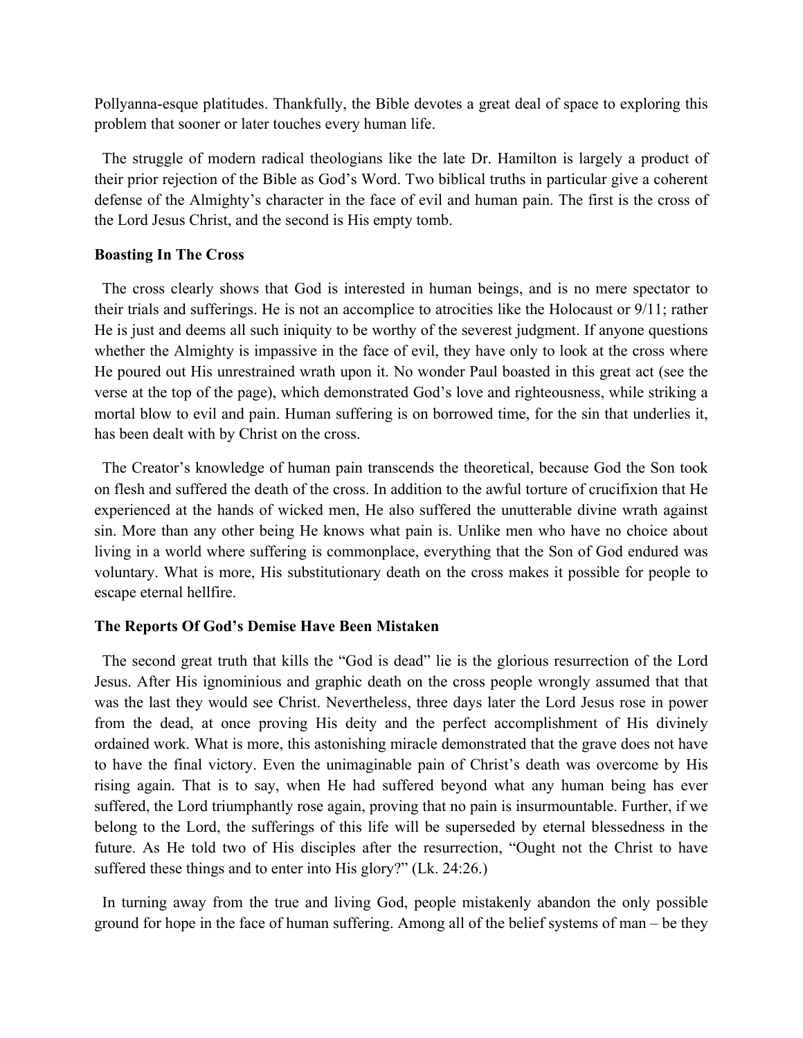Pollyanna-esque platitudes. Thankfully, the Bible devotes a great deal of space to exploring this problem that sooner or later touches every human life.

The struggle of modern radical theologians like the late Dr. Hamilton is largely a product of their prior rejection of the Bible as God's Word. Two biblical truths in particular give a coherent defense of the Almighty's character in the face of evil and human pain. The first is the cross of the Lord Jesus Christ, and the second is His empty tomb.

### Boasting In The Cross

The cross clearly shows that God is interested in human beings, and is no mere spectator to their trials and sufferings. He is not an accomplice to atrocities like the Holocaust or 9/11; rather He is just and deems all such iniquity to be worthy of the severest judgment. If anyone questions whether the Almighty is impassive in the face of evil, they have only to look at the cross where He poured out His unrestrained wrath upon it. No wonder Paul boasted in this great act (see the verse at the top of the page), which demonstrated God's love and righteousness, while striking a mortal blow to evil and pain. Human suffering is on borrowed time, for the sin that underlies it, has been dealt with by Christ on the cross.

The Creator's knowledge of human pain transcends the theoretical, because God the Son took on flesh and suffered the death of the cross. In addition to the awful torture of crucifixion that He experienced at the hands of wicked men, He also suffered the unutterable divine wrath against sin. More than any other being He knows what pain is. Unlike men who have no choice about living in a world where suffering is commonplace, everything that the Son of God endured was voluntary. What is more, His substitutionary death on the cross makes it possible for people to escape eternal hellfire.

### The Reports Of God's Demise Have Been Mistaken

The second great truth that kills the "God is dead" lie is the glorious resurrection of the Lord Jesus. After His ignominious and graphic death on the cross people wrongly assumed that that was the last they would see Christ. Nevertheless, three days later the Lord Jesus rose in power from the dead, at once proving His deity and the perfect accomplishment of His divinely ordained work. What is more, this astonishing miracle demonstrated that the grave does not have to have the final victory. Even the unimaginable pain of Christ's death was overcome by His rising again. That is to say, when He had suffered beyond what any human being has ever suffered, the Lord triumphantly rose again, proving that no pain is insurmountable. Further, if we belong to the Lord, the sufferings of this life will be superseded by eternal blessedness in the future. As He told two of His disciples after the resurrection, "Ought not the Christ to have suffered these things and to enter into His glory?" (Lk. 24:26.)

In turning away from the true and living God, people mistakenly abandon the only possible ground for hope in the face of human suffering. Among all of the belief systems of man – be they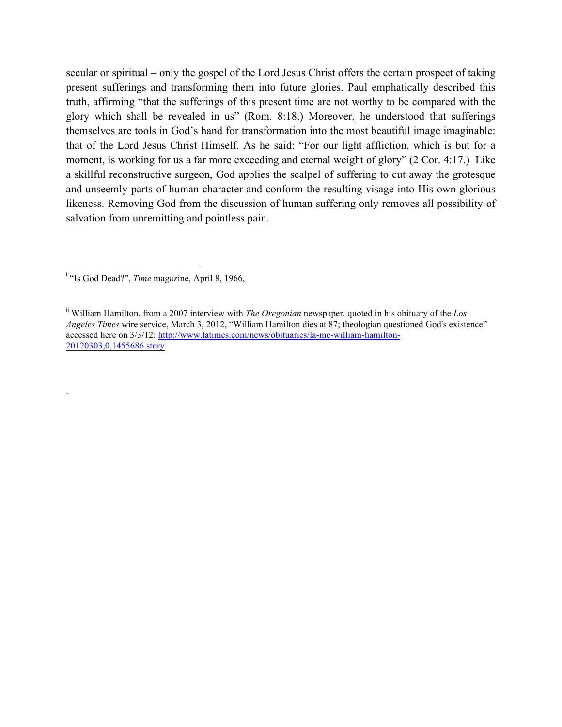secular or spiritual – only the gospel of the Lord Jesus Christ offers the certain prospect of taking present sufferings and transforming them into future glories. Paul emphatically described this truth, affirming "that the sufferings of this present time are not worthy to be compared with the glory which shall be revealed in us" (Rom. 8:18.) Moreover, he understood that sufferings themselves are tools in God's hand for transformation into the most beautiful image imaginable: that of the Lord Jesus Christ Himself. As he said: "For our light affliction, which is but for a moment, is working for us a far more exceeding and eternal weight of glory" (2 Cor. 4:17.) Like a skillful reconstructive surgeon, God applies the scalpel of suffering to cut away the grotesque and unseemly parts of human character and conform the resulting visage into His own glorious likeness. Removing God from the discussion of human suffering only removes all possibility of salvation from unremitting and pointless pain.

---

[i] "Is God Dead?", *Time* magazine, April 8, 1966,

[ii] William Hamilton, from a 2007 interview with *The Oregonian* newspaper, quoted in his obituary of the *Los Angeles Times* wire service, March 3, 2012, "William Hamilton dies at 87; theologian questioned God's existence" accessed here on 3/3/12: http://www.latimes.com/news/obituaries/la-me-william-hamilton-20120303,0,1455686.story

.